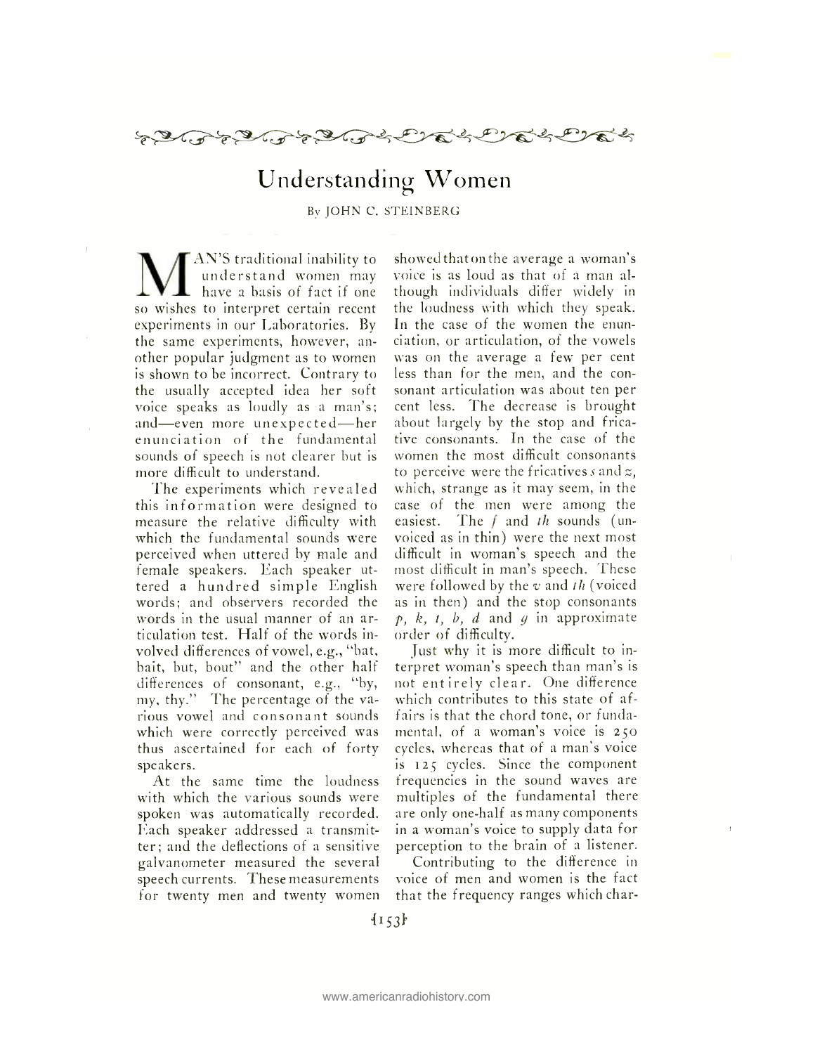# Understanding Women

By JOHN C. STEINBERG

MAN'S traditional inability to understand women may have a basis of fact if one so wishes to interpret certain recent experiments in our Laboratories. By the same experiments, however, another popular judgment as to women is shown to be incorrect. Contrary to the usually accepted idea her soft voice speaks as loudly as a man's; and—even more unexpected—her enunciation of the fundamental sounds of speech is not clearer but is more difficult to understand.

The experiments which revealed this information were designed to measure the relative difficulty with which the fundamental sounds were perceived when uttered by male and female speakers. Each speaker uttered a hundred simple English words; and observers recorded the words in the usual manner of an articulation test. Half of the words involved differences of vowel, e.g., "bat, bait, but, bout" and the other half differences of consonant, e.g., "by, my, thy." The percentage of the various vowel and consonant sounds which were correctly perceived was thus ascertained for each of forty speakers.

At the same time the loudness with which the various sounds were spoken was automatically recorded. Each speaker addressed a transmitter; and the deflections of a sensitive galvanometer measured the several speech currents. These measurements for twenty men and twenty women showed that on the average a woman's voice is as loud as that of a man although individuals differ widely in the loudness with which they speak. In the case of the women the enunciation, or articulation, of the vowels was on the average a few per cent less than for the men, and the consonant articulation was about ten per cent less. The decrease is brought about largely by the stop and fricative consonants. In the case of the women the most difficult consonants to perceive were the fricatives *s* and *z*, which, strange as it may seem, in the case of the men were among the easiest. The *f* and *th* sounds (unvoiced as in thin) were the next most difficult in woman's speech and the most difficult in man's speech. These were followed by the *v* and *th* (voiced as in then) and the stop consonants *p*, *k*, *t*, *b*, *d* and *g* in approximate order of difficulty.

Just why it is more difficult to interpret woman's speech than man's is not entirely clear. One difference which contributes to this state of affairs is that the chord tone, or fundamental, of a woman's voice is 250 cycles, whereas that of a man's voice is 125 cycles. Since the component frequencies in the sound waves are multiples of the fundamental there are only one-half as many components in a woman's voice to supply data for perception to the brain of a listener.

Contributing to the difference in voice of men and women is the fact that the frequency ranges which char-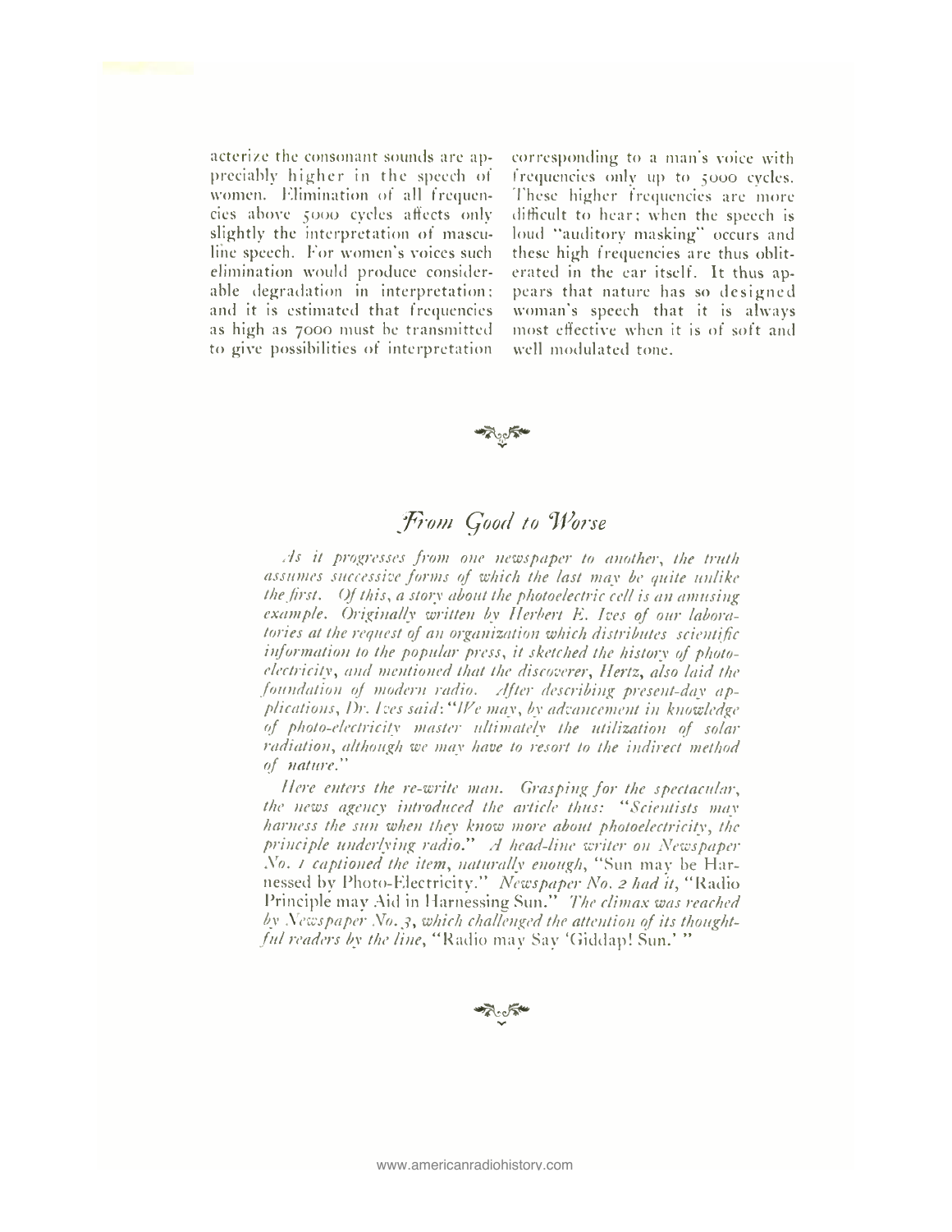acterize the consonant sounds are appreciably higher in the speech of women. Elimination of all frequencies above 5000 cycles affects only slightly the interpretation of masculine speech. For women's voices such elimination would produce considerable degradation in interpretation; and it is estimated that frequencies as high as 7000 must be transmitted to give possibilities of interpretation corresponding to a man's voice with frequencies only up to 5000 cycles. These higher frequencies are more difficult to hear; when the speech is loud "auditory masking" occurs and these high frequencies are thus obliterated in the ear itself. It thus appears that nature has so designed woman's speech that it is always most effective when it is of soft and well modulated tone.

## *From Good to Worse*

*As it progresses from one newspaper to another, the truth assumes successive forms of which the last may be quite unlike the first. Of this, a story about the photoelectric cell is an amusing example. Originally written by Herbert E. Ives of our laboratories at the request of an organization which distributes scientific information to the popular press, it sketched the history of photoelectricity, and mentioned that the discoverer, Hertz, also laid the foundation of modern radio. After describing present-day applications, Dr. Ives said: "We may, by advancement in knowledge of photo-electricity master ultimately the utilization of solar radiation, although we may have to resort to the indirect method of nature."*

*Here enters the re-write man. Grasping for the spectacular, the news agency introduced the article thus: "Scientists may harness the sun when they know more about photoelectricity, the principle underlying radio." A head-line writer on Newspaper No. 1 captioned the item, naturally enough,* "Sun may be Harnessed by Photo-Electricity." *Newspaper No. 2 had it,* "Radio Principle may Aid in Harnessing Sun." *The climax was reached by Newspaper No. 3, which challenged the attention of its thoughtful readers by the line,* "Radio may Say 'Giddap! Sun.' "